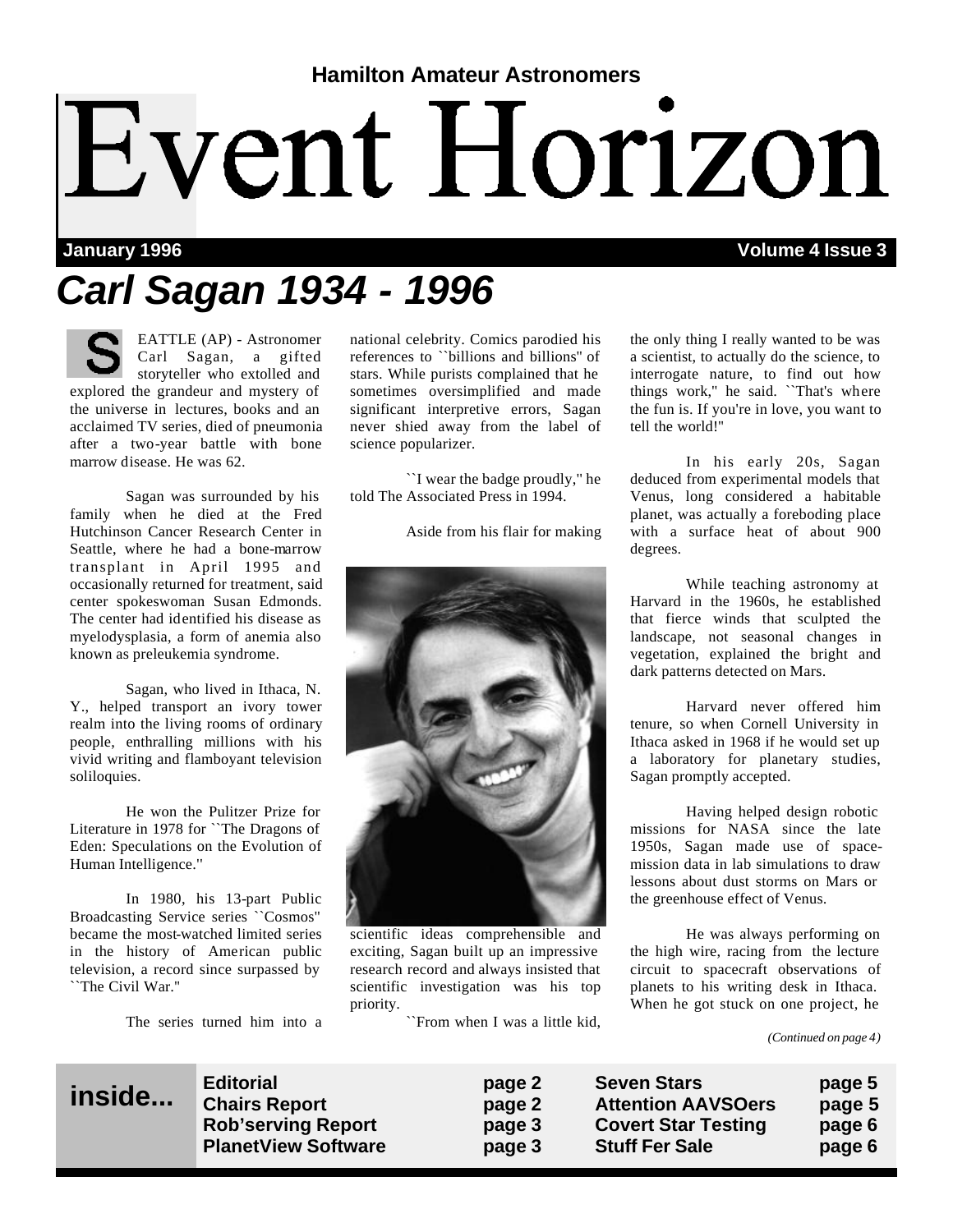Hamilton Amateur Astronomers

# Event Horizon

**January 1996** **Volume 4 Issue 3**

# *Carl Sagan 1934 - 1996*

SEATTLE (AP) - Astronomer Carl Sagan, a gifted storyteller who extolled and explored the grandeur and mystery of the universe in lectures, books and an acclaimed TV series, died of pneumonia after a two-year battle with bone marrow disease. He was 62.

Sagan was surrounded by his family when he died at the Fred Hutchinson Cancer Research Center in Seattle, where he had a bone-marrow transplant in April 1995 and occasionally returned for treatment, said center spokeswoman Susan Edmonds. The center had identified his disease as myelodysplasia, a form of anemia also known as preleukemia syndrome.

Sagan, who lived in Ithaca, N. Y., helped transport an ivory tower realm into the living rooms of ordinary people, enthralling millions with his vivid writing and flamboyant television soliloquies.

He won the Pulitzer Prize for Literature in 1978 for ``The Dragons of Eden: Speculations on the Evolution of Human Intelligence.''

In 1980, his 13-part Public Broadcasting Service series ``Cosmos'' became the most-watched limited series in the history of American public television, a record since surpassed by ``The Civil War.''

The series turned him into a national celebrity. Comics parodied his references to ``billions and billions'' of stars. While purists complained that he sometimes oversimplified and made significant interpretive errors, Sagan never shied away from the label of science popularizer.

``I wear the badge proudly,'' he told The Associated Press in 1994.

Aside from his flair for making scientific ideas comprehensible and exciting, Sagan built up an impressive research record and always insisted that scientific investigation was his top priority.

``From when I was a little kid, the only thing I really wanted to be was a scientist, to actually do the science, to interrogate nature, to find out how things work,'' he said. ``That's where the fun is. If you're in love, you want to tell the world!''

In his early 20s, Sagan deduced from experimental models that Venus, long considered a habitable planet, was actually a foreboding place with a surface heat of about 900 degrees.

While teaching astronomy at Harvard in the 1960s, he established that fierce winds that sculpted the landscape, not seasonal changes in vegetation, explained the bright and dark patterns detected on Mars.

Harvard never offered him tenure, so when Cornell University in Ithaca asked in 1968 if he would set up a laboratory for planetary studies, Sagan promptly accepted.

Having helped design robotic missions for NASA since the late 1950s, Sagan made use of space-mission data in lab simulations to draw lessons about dust storms on Mars or the greenhouse effect of Venus.

He was always performing on the high wire, racing from the lecture circuit to spacecraft observations of planets to his writing desk in Ithaca. When he got stuck on one project, he

*(Continued on page 4)*

**inside...**

| | | | |
|---|---|---|---|
| **Editorial** | **page 2** | **Seven Stars** | **page 5** |
| **Chairs Report** | **page 2** | **Attention AAVSOers** | **page 5** |
| **Rob'serving Report** | **page 3** | **Covert Star Testing** | **page 6** |
| **PlanetView Software** | **page 3** | **Stuff Fer Sale** | **page 6** |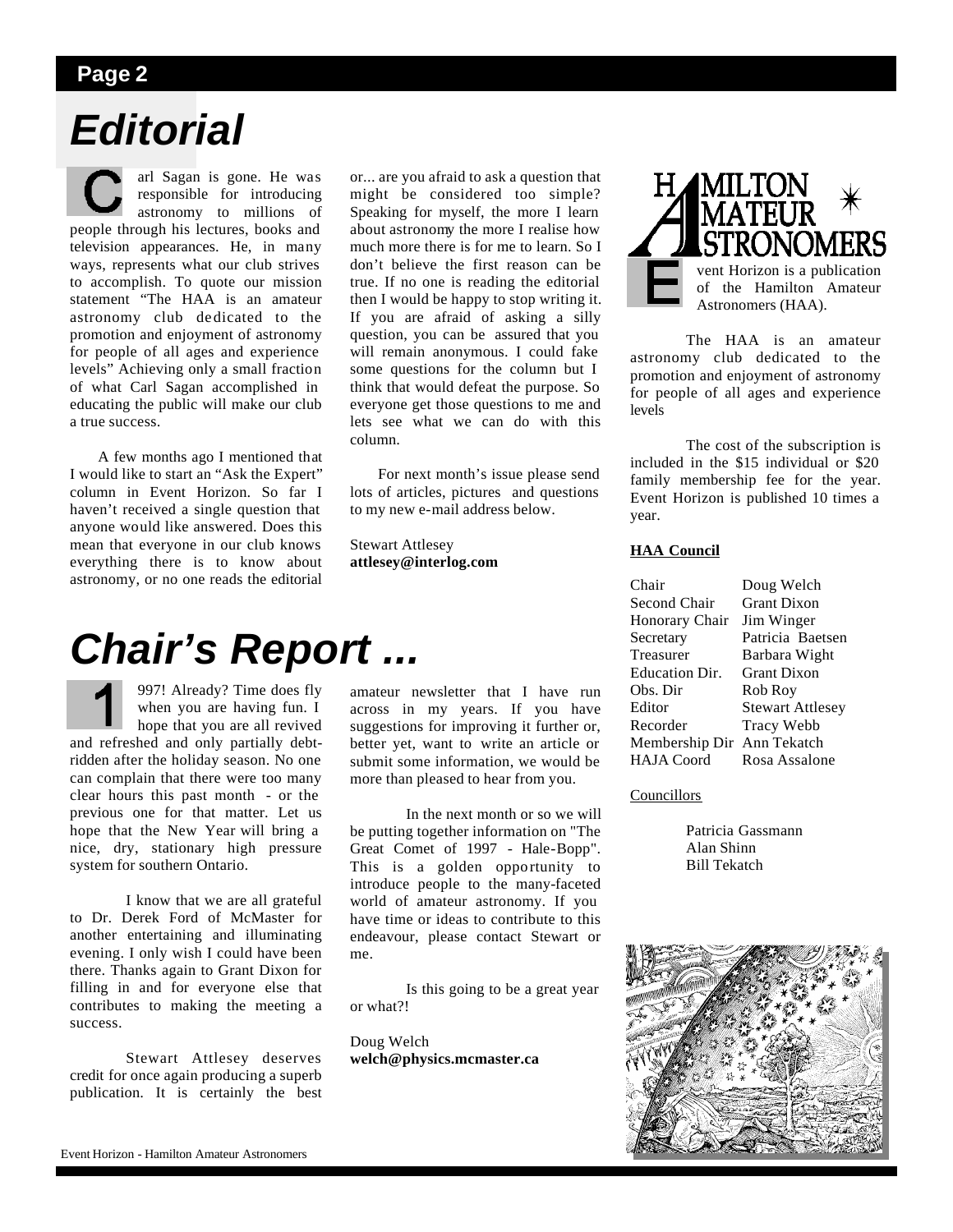# Editorial

Carl Sagan is gone. He was responsible for introducing astronomy to millions of people through his lectures, books and television appearances. He, in many ways, represents what our club strives to accomplish. To quote our mission statement "The HAA is an amateur astronomy club dedicated to the promotion and enjoyment of astronomy for people of all ages and experience levels" Achieving only a small fraction of what Carl Sagan accomplished in educating the public will make our club a true success.

A few months ago I mentioned that I would like to start an "Ask the Expert" column in Event Horizon. So far I haven't received a single question that anyone would like answered. Does this mean that everyone in our club knows everything there is to know about astronomy, or no one reads the editorial or... are you afraid to ask a question that might be considered too simple? Speaking for myself, the more I learn about astronomy the more I realise how much more there is for me to learn. So I don't believe the first reason can be true. If no one is reading the editorial then I would be happy to stop writing it. If you are afraid of asking a silly question, you can be assured that you will remain anonymous. I could fake some questions for the column but I think that would defeat the purpose. So everyone get those questions to me and lets see what we can do with this column.

For next month's issue please send lots of articles, pictures and questions to my new e-mail address below.

Stewart Attlesey
**attlesey@interlog.com**

# Chair's Report ...

1997! Already? Time does fly when you are having fun. I hope that you are all revived and refreshed and only partially debt-ridden after the holiday season. No one can complain that there were too many clear hours this past month - or the previous one for that matter. Let us hope that the New Year will bring a nice, dry, stationary high pressure system for southern Ontario.

I know that we are all grateful to Dr. Derek Ford of McMaster for another entertaining and illuminating evening. I only wish I could have been there. Thanks again to Grant Dixon for filling in and for everyone else that contributes to making the meeting a success.

Stewart Attlesey deserves credit for once again producing a superb publication. It is certainly the best amateur newsletter that I have run across in my years. If you have suggestions for improving it further or, better yet, want to write an article or submit some information, we would be more than pleased to hear from you.

In the next month or so we will be putting together information on "The Great Comet of 1997 - Hale-Bopp". This is a golden opportunity to introduce people to the many-faceted world of amateur astronomy. If you have time or ideas to contribute to this endeavour, please contact Stewart or me.

Is this going to be a great year or what?!

Doug Welch
**welch@physics.mcmaster.ca**

---

## Hamilton Amateur Astronomers

Event Horizon is a publication of the Hamilton Amateur Astronomers (HAA).

The HAA is an amateur astronomy club dedicated to the promotion and enjoyment of astronomy for people of all ages and experience levels

The cost of the subscription is included in the $15 individual or $20 family membership fee for the year. Event Horizon is published 10 times a year.

**HAA Council**

| | |
|---|---|
| Chair | Doug Welch |
| Second Chair | Grant Dixon |
| Honorary Chair | Jim Winger |
| Secretary | Patricia Baetsen |
| Treasurer | Barbara Wight |
| Education Dir. | Grant Dixon |
| Obs. Dir | Rob Roy |
| Editor | Stewart Attlesey |
| Recorder | Tracy Webb |
| Membership Dir | Ann Tekatch |
| HAJA Coord | Rosa Assalone |

Councillors

Patricia Gassmann
Alan Shinn
Bill Tekatch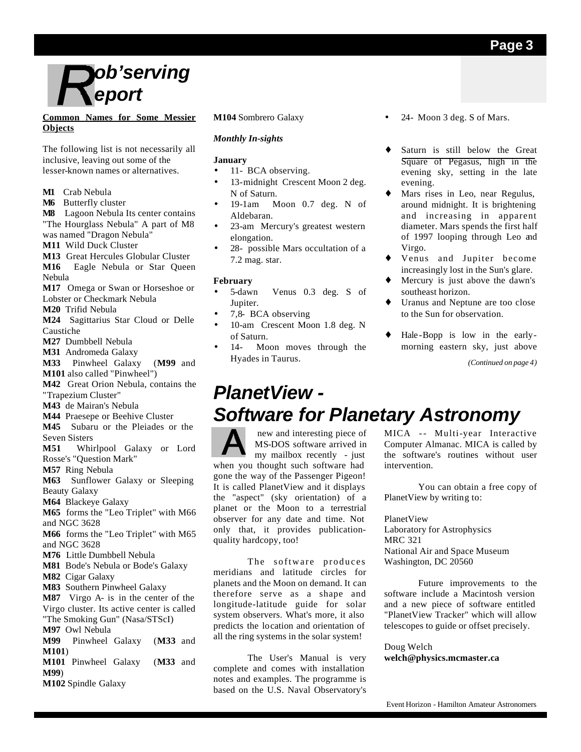# Rob'serving Report

**Common Names for Some Messier Objects**

The following list is not necessarily all inclusive, leaving out some of the lesser-known names or alternatives.

**M1** Crab Nebula
**M6** Butterfly cluster
**M8** Lagoon Nebula Its center contains "The Hourglass Nebula" A part of M8 was named "Dragon Nebula"
**M11** Wild Duck Cluster
**M13** Great Hercules Globular Cluster
**M16** Eagle Nebula or Star Queen Nebula
**M17** Omega or Swan or Horseshoe or Lobster or Checkmark Nebula
**M20** Trifid Nebula
**M24** Sagittarius Star Cloud or Delle Caustiche
**M27** Dumbbell Nebula
**M31** Andromeda Galaxy
**M33** Pinwheel Galaxy (**M99** and **M101** also called "Pinwheel")
**M42** Great Orion Nebula, contains the "Trapezium Cluster"
**M43** de Mairan's Nebula
**M44** Praesepe or Beehive Cluster
**M45** Subaru or the Pleiades or the Seven Sisters
**M51** Whirlpool Galaxy or Lord Rosse's "Question Mark"
**M57** Ring Nebula
**M63** Sunflower Galaxy or Sleeping Beauty Galaxy
**M64** Blackeye Galaxy
**M65** forms the "Leo Triplet" with M66 and NGC 3628
**M66** forms the "Leo Triplet" with M65 and NGC 3628
**M76** Little Dumbbell Nebula
**M81** Bode's Nebula or Bode's Galaxy
**M82** Cigar Galaxy
**M83** Southern Pinwheel Galaxy
**M87** Virgo A- is in the center of the Virgo cluster. Its active center is called "The Smoking Gun" (Nasa/STScI)
**M97** Owl Nebula
**M99** Pinwheel Galaxy (**M33** and **M101**)
**M101** Pinwheel Galaxy (**M33** and **M99**)
**M102** Spindle Galaxy
**M104** Sombrero Galaxy

***Monthly In-sights***

**January**

- 11- BCA observing.
- 13-midnight Crescent Moon 2 deg. N of Saturn.
- 19-1am Moon 0.7 deg. N of Aldebaran.
- 23-am Mercury's greatest western elongation.
- 28- possible Mars occultation of a 7.2 mag. star.

**February**

- 5-dawn Venus 0.3 deg. S of Jupiter.
- 7,8- BCA observing
- 10-am Crescent Moon 1.8 deg. N of Saturn.
- 14- Moon moves through the Hyades in Taurus.
- 24- Moon 3 deg. S of Mars.

- Saturn is still below the Great Square of Pegasus, high in the evening sky, setting in the late evening.
- Mars rises in Leo, near Regulus, around midnight. It is brightening and increasing in apparent diameter. Mars spends the first half of 1997 looping through Leo and Virgo.
- Venus and Jupiter become increasingly lost in the Sun's glare.
- Mercury is just above the dawn's southeast horizon.
- Uranus and Neptune are too close to the Sun for observation.

- Hale-Bopp is low in the early-morning eastern sky, just above

*(Continued on page 4)*

# PlanetView - Software for Planetary Astronomy

A new and interesting piece of MS-DOS software arrived in my mailbox recently - just when you thought such software had gone the way of the Passenger Pigeon! It is called PlanetView and it displays the "aspect" (sky orientation) of a planet or the Moon to a terrestrial observer for any date and time. Not only that, it provides publication-quality hardcopy, too!

The software produces meridians and latitude circles for planets and the Moon on demand. It can therefore serve as a shape and longitude-latitude guide for solar system observers. What's more, it also predicts the location and orientation of all the ring systems in the solar system!

The User's Manual is very complete and comes with installation notes and examples. The programme is based on the U.S. Naval Observatory's MICA -- Multi-year Interactive Computer Almanac. MICA is called by the software's routines without user intervention.

You can obtain a free copy of PlanetView by writing to:

PlanetView
Laboratory for Astrophysics
MRC 321
National Air and Space Museum
Washington, DC 20560

Future improvements to the software include a Macintosh version and a new piece of software entitled "PlanetView Tracker" which will allow telescopes to guide or offset precisely.

Doug Welch
**welch@physics.mcmaster.ca**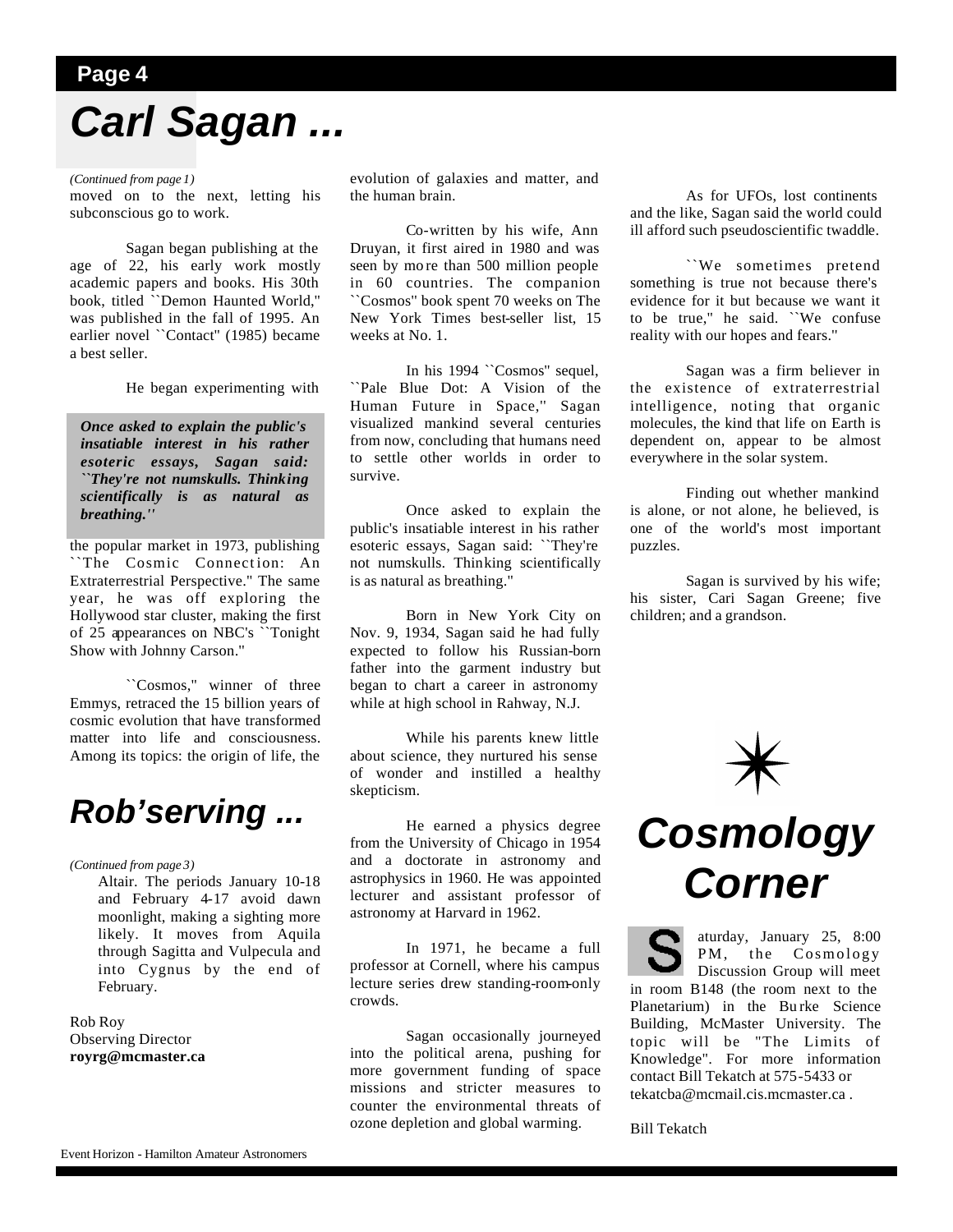# Carl Sagan ...

*(Continued from page 1)*

moved on to the next, letting his subconscious go to work.

Sagan began publishing at the age of 22, his early work mostly academic papers and books. His 30th book, titled ``Demon Haunted World,'' was published in the fall of 1995. An earlier novel ``Contact'' (1985) became a best seller.

He began experimenting with the popular market in 1973, publishing ``The Cosmic Connection: An Extraterrestrial Perspective.'' The same year, he was off exploring the Hollywood star cluster, making the first of 25 appearances on NBC's ``Tonight Show with Johnny Carson.''

> ***Once asked to explain the public's insatiable interest in his rather esoteric essays, Sagan said: ``They're not numskulls. Thinking scientifically is as natural as breathing.''***

``Cosmos,'' winner of three Emmys, retraced the 15 billion years of cosmic evolution that have transformed matter into life and consciousness. Among its topics: the origin of life, the evolution of galaxies and matter, and the human brain.

Co-written by his wife, Ann Druyan, it first aired in 1980 and was seen by more than 500 million people in 60 countries. The companion ``Cosmos'' book spent 70 weeks on The New York Times best-seller list, 15 weeks at No. 1.

In his 1994 ``Cosmos'' sequel, ``Pale Blue Dot: A Vision of the Human Future in Space,'' Sagan visualized mankind several centuries from now, concluding that humans need to settle other worlds in order to survive.

Once asked to explain the public's insatiable interest in his rather esoteric essays, Sagan said: ``They're not numskulls. Thinking scientifically is as natural as breathing.''

Born in New York City on Nov. 9, 1934, Sagan said he had fully expected to follow his Russian-born father into the garment industry but began to chart a career in astronomy while at high school in Rahway, N.J.

While his parents knew little about science, they nurtured his sense of wonder and instilled a healthy skepticism.

He earned a physics degree from the University of Chicago in 1954 and a doctorate in astronomy and astrophysics in 1960. He was appointed lecturer and assistant professor of astronomy at Harvard in 1962.

In 1971, he became a full professor at Cornell, where his campus lecture series drew standing-room-only crowds.

Sagan occasionally journeyed into the political arena, pushing for more government funding of space missions and stricter measures to counter the environmental threats of ozone depletion and global warming.

As for UFOs, lost continents and the like, Sagan said the world could ill afford such pseudoscientific twaddle.

``We sometimes pretend something is true not because there's evidence for it but because we want it to be true,'' he said. ``We confuse reality with our hopes and fears.''

Sagan was a firm believer in the existence of extraterrestrial intelligence, noting that organic molecules, the kind that life on Earth is dependent on, appear to be almost everywhere in the solar system.

Finding out whether mankind is alone, or not alone, he believed, is one of the world's most important puzzles.

Sagan is survived by his wife; his sister, Cari Sagan Greene; five children; and a grandson.

# Rob'serving ...

*(Continued from page 3)*

Altair. The periods January 10-18 and February 4-17 avoid dawn moonlight, making a sighting more likely. It moves from Aquila through Sagitta and Vulpecula and into Cygnus by the end of February.

Rob Roy
Observing Director
**royrg@mcmaster.ca**

# Cosmology Corner

Saturday, January 25, 8:00 PM, the Cosmology Discussion Group will meet in room B148 (the room next to the Planetarium) in the Burke Science Building, McMaster University. The topic will be "The Limits of Knowledge". For more information contact Bill Tekatch at 575-5433 or tekatcba@mcmail.cis.mcmaster.ca .

Bill Tekatch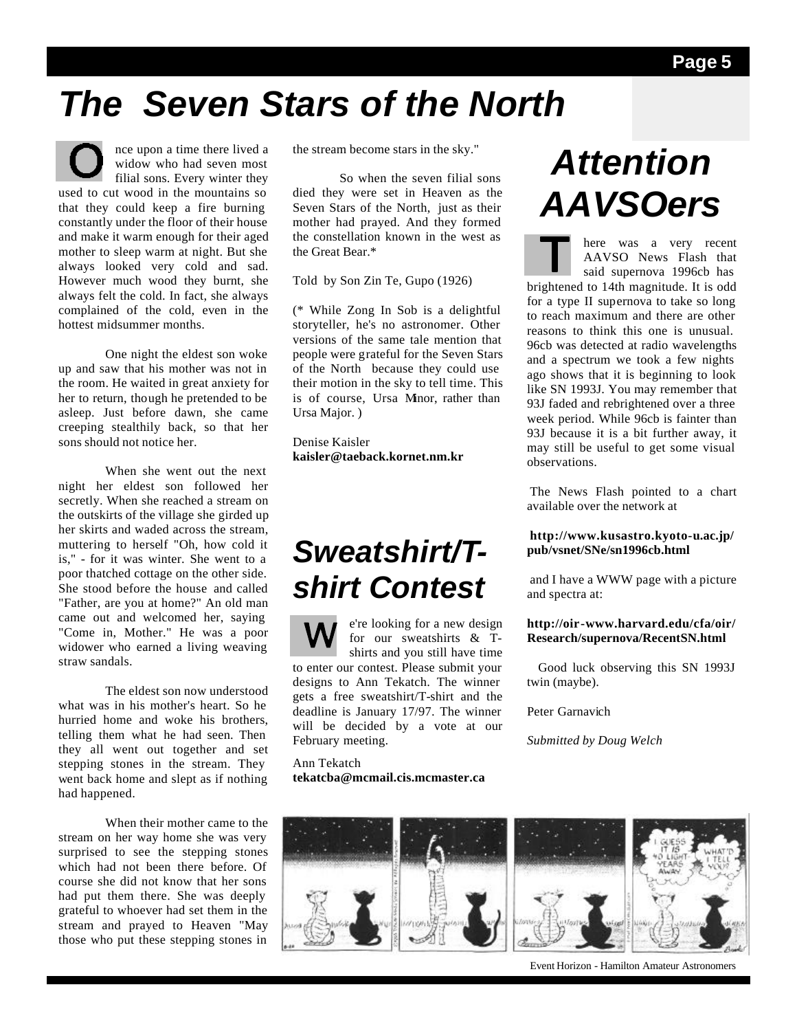# The Seven Stars of the North

Once upon a time there lived a widow who had seven most filial sons. Every winter they used to cut wood in the mountains so that they could keep a fire burning constantly under the floor of their house and make it warm enough for their aged mother to sleep warm at night. But she always looked very cold and sad. However much wood they burnt, she always felt the cold. In fact, she always complained of the cold, even in the hottest midsummer months.

One night the eldest son woke up and saw that his mother was not in the room. He waited in great anxiety for her to return, though he pretended to be asleep. Just before dawn, she came creeping stealthily back, so that her sons should not notice her.

When she went out the next night her eldest son followed her secretly. When she reached a stream on the outskirts of the village she girded up her skirts and waded across the stream, muttering to herself "Oh, how cold it is," - for it was winter. She went to a poor thatched cottage on the other side. She stood before the house and called "Father, are you at home?" An old man came out and welcomed her, saying "Come in, Mother." He was a poor widower who earned a living weaving straw sandals.

The eldest son now understood what was in his mother's heart. So he hurried home and woke his brothers, telling them what he had seen. Then they all went out together and set stepping stones in the stream. They went back home and slept as if nothing had happened.

When their mother came to the stream on her way home she was very surprised to see the stepping stones which had not been there before. Of course she did not know that her sons had put them there. She was deeply grateful to whoever had set them in the stream and prayed to Heaven "May those who put these stepping stones in the stream become stars in the sky."

So when the seven filial sons died they were set in Heaven as the Seven Stars of the North, just as their mother had prayed. And they formed the constellation known in the west as the Great Bear.*

Told by Son Zin Te, Gupo (1926)

(* While Zong In Sob is a delightful storyteller, he's no astronomer. Other versions of the same tale mention that people were grateful for the Seven Stars of the North because they could use their motion in the sky to tell time. This is of course, Ursa Minor, rather than Ursa Major. )

Denise Kaisler
**kaisler@taeback.kornet.nm.kr**

# Sweatshirt/T-shirt Contest

We're looking for a new design for our sweatshirts & T-shirts and you still have time to enter our contest. Please submit your designs to Ann Tekatch. The winner gets a free sweatshirt/T-shirt and the deadline is January 17/97. The winner will be decided by a vote at our February meeting.

Ann Tekatch
**tekatcba@mcmail.cis.mcmaster.ca**

# Attention AAVSOers

There was a very recent AAVSO News Flash that said supernova 1996cb has brightened to 14th magnitude. It is odd for a type II supernova to take so long to reach maximum and there are other reasons to think this one is unusual. 96cb was detected at radio wavelengths and a spectrum we took a few nights ago shows that it is beginning to look like SN 1993J. You may remember that 93J faded and rebrightened over a three week period. While 96cb is fainter than 93J because it is a bit further away, it may still be useful to get some visual observations.

The News Flash pointed to a chart available over the network at

**http://www.kusastro.kyoto-u.ac.jp/pub/vsnet/SNe/sn1996cb.html**

and I have a WWW page with a picture and spectra at:

**http://oir-www.harvard.edu/cfa/oir/Research/supernova/RecentSN.html**

Good luck observing this SN 1993J twin (maybe).

Peter Garnavich

*Submitted by Doug Welch*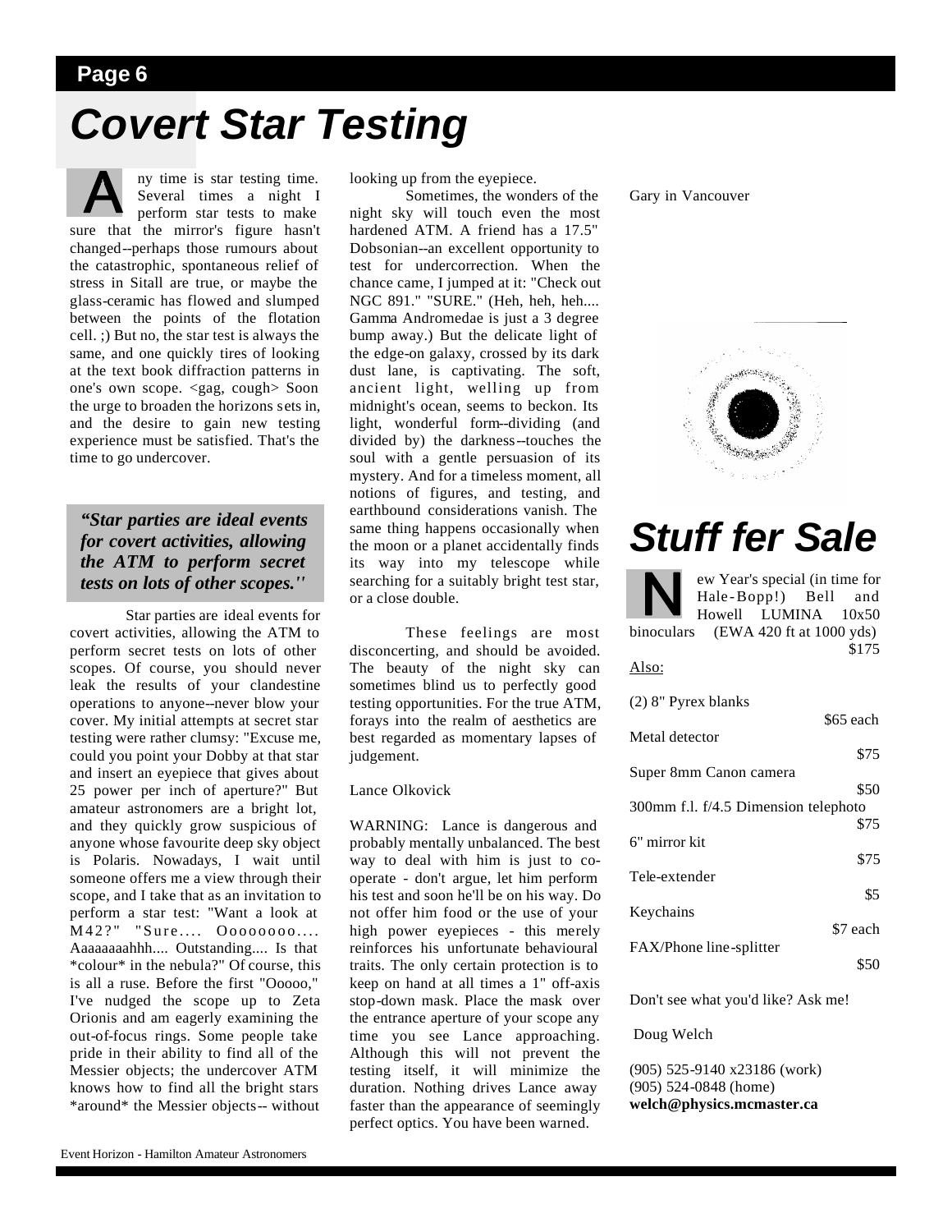# Covert Star Testing

Any time is star testing time. Several times a night I perform star tests to make sure that the mirror's figure hasn't changed--perhaps those rumours about the catastrophic, spontaneous relief of stress in Sitall are true, or maybe the glass-ceramic has flowed and slumped between the points of the flotation cell. ;) But no, the star test is always the same, and one quickly tires of looking at the text book diffraction patterns in one's own scope. <gag, cough> Soon the urge to broaden the horizons sets in, and the desire to gain new testing experience must be satisfied. That's the time to go undercover.

> ***"Star parties are ideal events for covert activities, allowing the ATM to perform secret tests on lots of other scopes."***

Star parties are ideal events for covert activities, allowing the ATM to perform secret tests on lots of other scopes. Of course, you should never leak the results of your clandestine operations to anyone--never blow your cover. My initial attempts at secret star testing were rather clumsy: "Excuse me, could you point your Dobby at that star and insert an eyepiece that gives about 25 power per inch of aperture?" But amateur astronomers are a bright lot, and they quickly grow suspicious of anyone whose favourite deep sky object is Polaris. Nowadays, I wait until someone offers me a view through their scope, and I take that as an invitation to perform a star test: "Want a look at M42?" "Sure.... Oooooooo.... Aaaaaaaahhh.... Outstanding.... Is that *colour* in the nebula?" Of course, this is all a ruse. Before the first "Ooooo," I've nudged the scope up to Zeta Orionis and am eagerly examining the out-of-focus rings. Some people take pride in their ability to find all of the Messier objects; the undercover ATM knows how to find all the bright stars *around* the Messier objects-- without looking up from the eyepiece.

Sometimes, the wonders of the night sky will touch even the most hardened ATM. A friend has a 17.5" Dobsonian--an excellent opportunity to test for undercorrection. When the chance came, I jumped at it: "Check out NGC 891." "SURE." (Heh, heh, heh.... Gamma Andromedae is just a 3 degree bump away.) But the delicate light of the edge-on galaxy, crossed by its dark dust lane, is captivating. The soft, ancient light, welling up from midnight's ocean, seems to beckon. Its light, wonderful form--dividing (and divided by) the darkness--touches the soul with a gentle persuasion of its mystery. And for a timeless moment, all notions of figures, and testing, and earthbound considerations vanish. The same thing happens occasionally when the moon or a planet accidentally finds its way into my telescope while searching for a suitably bright test star, or a close double.

These feelings are most disconcerting, and should be avoided. The beauty of the night sky can sometimes blind us to perfectly good testing opportunities. For the true ATM, forays into the realm of aesthetics are best regarded as momentary lapses of judgement.

Lance Olkovick

WARNING: Lance is dangerous and probably mentally unbalanced. The best way to deal with him is just to co-operate - don't argue, let him perform his test and soon he'll be on his way. Do not offer him food or the use of your high power eyepieces - this merely reinforces his unfortunate behavioural traits. The only certain protection is to keep on hand at all times a 1" off-axis stop-down mask. Place the mask over the entrance aperture of your scope any time you see Lance approaching. Although this will not prevent the testing itself, it will minimize the duration. Nothing drives Lance away faster than the appearance of seemingly perfect optics. You have been warned.

Gary in Vancouver

# Stuff fer Sale

New Year's special (in time for Hale-Bopp!) Bell and Howell LUMINA 10x50 binoculars (EWA 420 ft at 1000 yds) — $175

Also:

(2) 8" Pyrex blanks — $65 each

Metal detector — $75

Super 8mm Canon camera — $50

300mm f.l. f/4.5 Dimension telephoto — $75

6" mirror kit — $75

Tele-extender — $5

Keychains — $7 each

FAX/Phone line-splitter — $50

Don't see what you'd like? Ask me!

Doug Welch

(905) 525-9140 x23186 (work)
(905) 524-0848 (home)
**welch@physics.mcmaster.ca**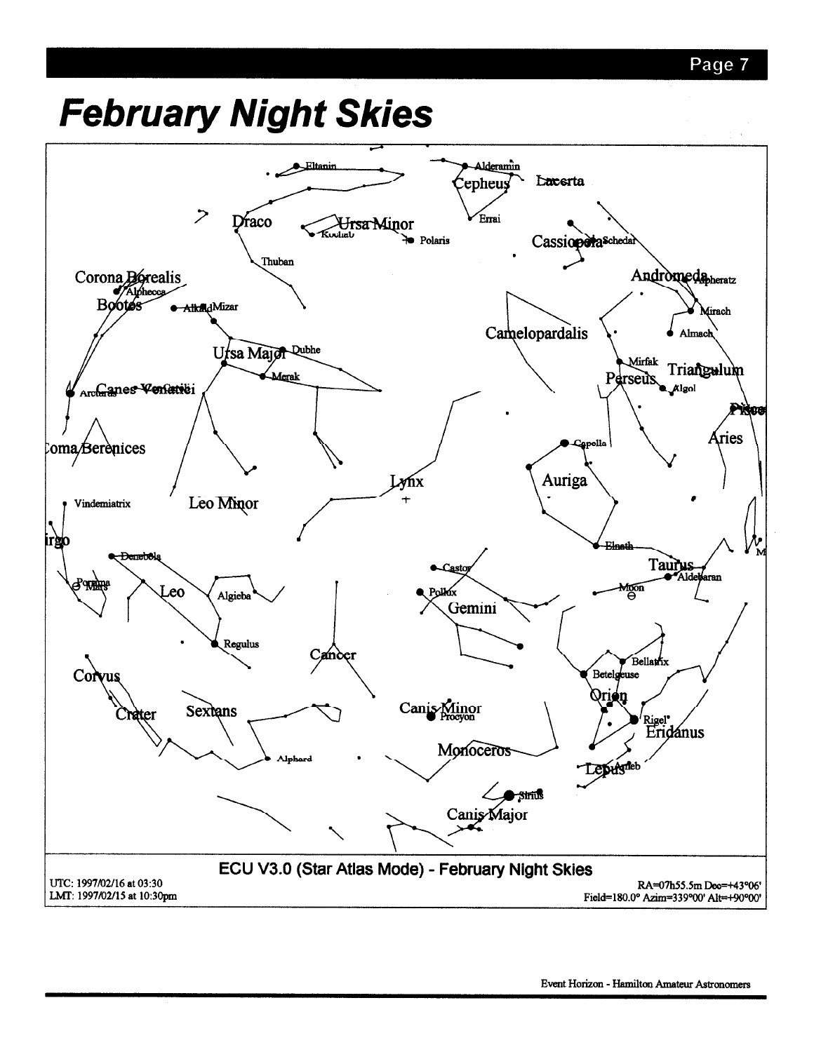# February Night Skies

ECU V3.0 (Star Atlas Mode) - February Night Skies

UTC: 1997/02/16 at 03:30
LMT: 1997/02/15 at 10:30pm

RA=07h55.5m Dec=+43°06'
Field=180.0° Azim=339°00' Alt=+90°00'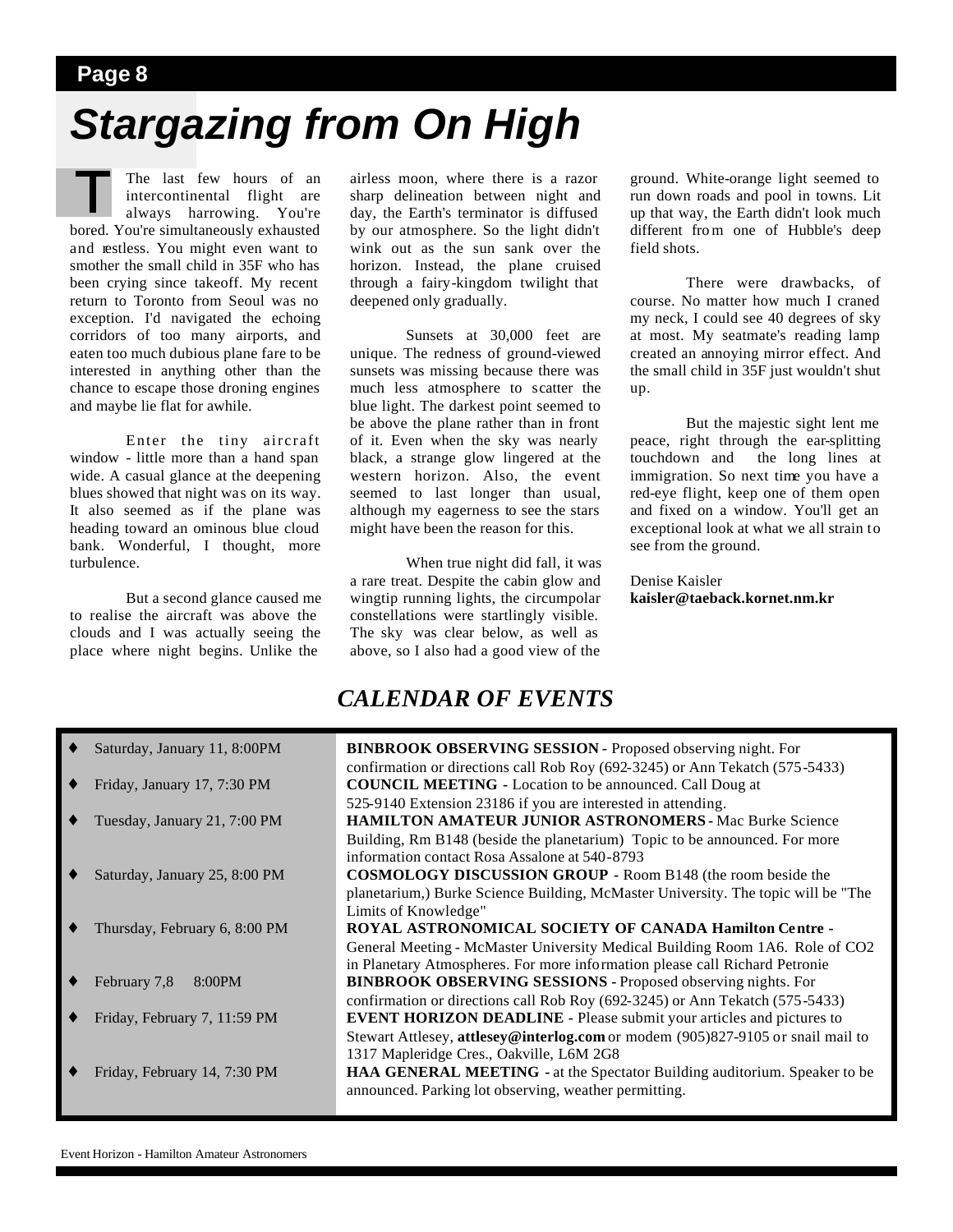# Stargazing from On High

The last few hours of an intercontinental flight are always harrowing. You're bored. You're simultaneously exhausted and restless. You might even want to smother the small child in 35F who has been crying since takeoff. My recent return to Toronto from Seoul was no exception. I'd navigated the echoing corridors of too many airports, and eaten too much dubious plane fare to be interested in anything other than the chance to escape those droning engines and maybe lie flat for awhile.

Enter the tiny aircraft window - little more than a hand span wide. A casual glance at the deepening blues showed that night was on its way. It also seemed as if the plane was heading toward an ominous blue cloud bank. Wonderful, I thought, more turbulence.

But a second glance caused me to realise the aircraft was above the clouds and I was actually seeing the place where night begins. Unlike the airless moon, where there is a razor sharp delineation between night and day, the Earth's terminator is diffused by our atmosphere. So the light didn't wink out as the sun sank over the horizon. Instead, the plane cruised through a fairy-kingdom twilight that deepened only gradually.

Sunsets at 30,000 feet are unique. The redness of ground-viewed sunsets was missing because there was much less atmosphere to scatter the blue light. The darkest point seemed to be above the plane rather than in front of it. Even when the sky was nearly black, a strange glow lingered at the western horizon. Also, the event seemed to last longer than usual, although my eagerness to see the stars might have been the reason for this.

When true night did fall, it was a rare treat. Despite the cabin glow and wingtip running lights, the circumpolar constellations were startlingly visible. The sky was clear below, as well as above, so I also had a good view of the ground. White-orange light seemed to run down roads and pool in towns. Lit up that way, the Earth didn't look much different from one of Hubble's deep field shots.

There were drawbacks, of course. No matter how much I craned my neck, I could see 40 degrees of sky at most. My seatmate's reading lamp created an annoying mirror effect. And the small child in 35F just wouldn't shut up.

But the majestic sight lent me peace, right through the ear-splitting touchdown and the long lines at immigration. So next time you have a red-eye flight, keep one of them open and fixed on a window. You'll get an exceptional look at what we all strain to see from the ground.

Denise Kaisler
**kaisler@taeback.kornet.nm.kr**

## *CALENDAR OF EVENTS*

| | |
|---|---|
| ♦ Saturday, January 11, 8:00PM | **BINBROOK OBSERVING SESSION** - Proposed observing night. For confirmation or directions call Rob Roy (692-3245) or Ann Tekatch (575-5433) |
| ♦ Friday, January 17, 7:30 PM | **COUNCIL MEETING** - Location to be announced. Call Doug at 525-9140 Extension 23186 if you are interested in attending. |
| ♦ Tuesday, January 21, 7:00 PM | **HAMILTON AMATEUR JUNIOR ASTRONOMERS** - Mac Burke Science Building, Rm B148 (beside the planetarium) Topic to be announced. For more information contact Rosa Assalone at 540-8793 |
| ♦ Saturday, January 25, 8:00 PM | **COSMOLOGY DISCUSSION GROUP** - Room B148 (the room beside the planetarium,) Burke Science Building, McMaster University. The topic will be "The Limits of Knowledge" |
| ♦ Thursday, February 6, 8:00 PM | **ROYAL ASTRONOMICAL SOCIETY OF CANADA Hamilton Centre** - General Meeting - McMaster University Medical Building Room 1A6. Role of $CO_2$ in Planetary Atmospheres. For more information please call Richard Petronie |
| ♦ February 7,8 8:00PM | **BINBROOK OBSERVING SESSIONS** - Proposed observing nights. For confirmation or directions call Rob Roy (692-3245) or Ann Tekatch (575-5433) |
| ♦ Friday, February 7, 11:59 PM | **EVENT HORIZON DEADLINE** - Please submit your articles and pictures to Stewart Attlesey, **attlesey@interlog.com** or modem (905)827-9105 or snail mail to 1317 Mapleridge Cres., Oakville, L6M 2G8 |
| ♦ Friday, February 14, 7:30 PM | **HAA GENERAL MEETING** - at the Spectator Building auditorium. Speaker to be announced. Parking lot observing, weather permitting. |